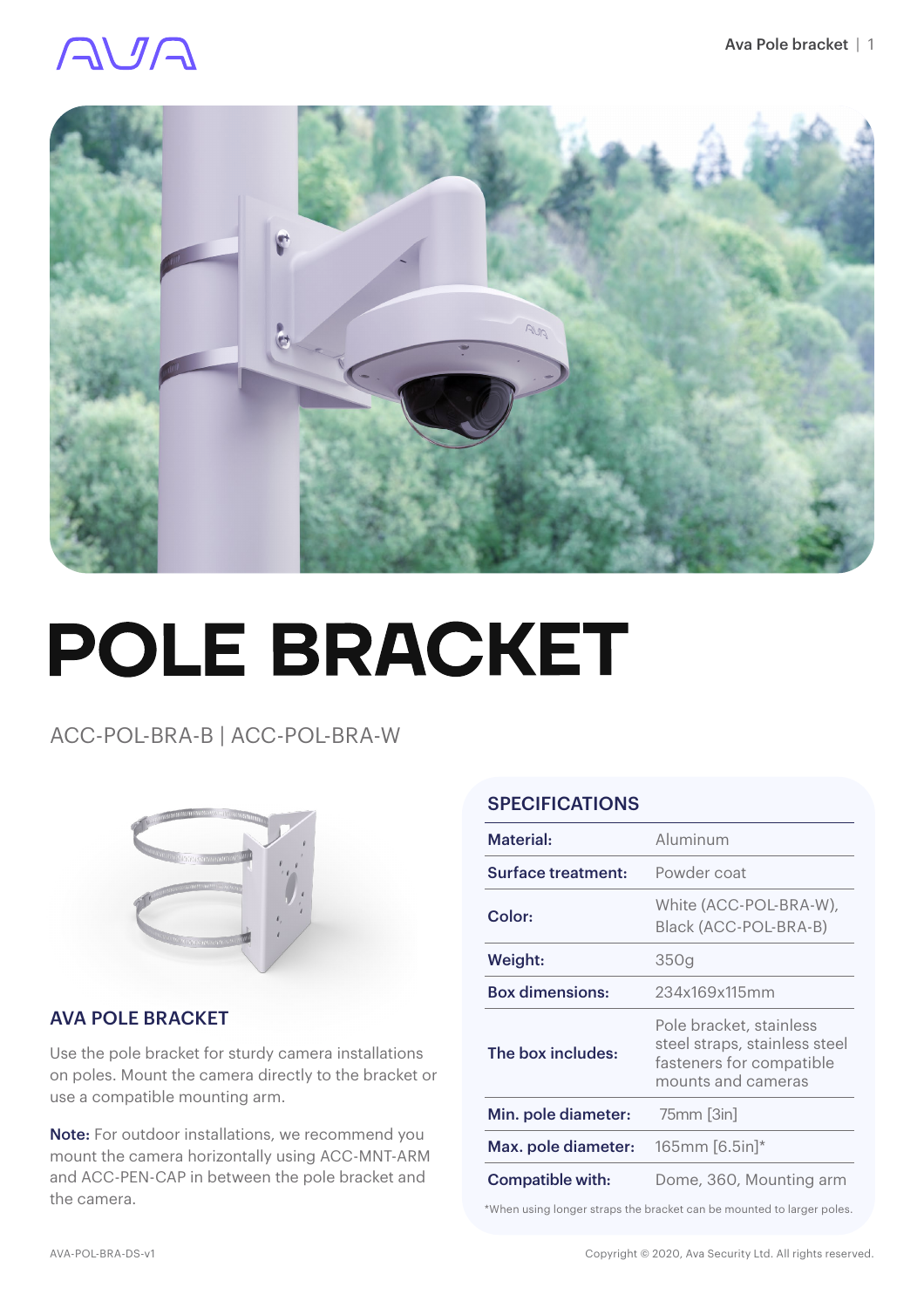# POLE BRACKET

ACC-POL-BRA-B | ACC-POL-BRA-W

## AVA POLE BRACKET

Use the pole bracket for sturdy camera installations on poles. Mount the camera directly to the bracket or use a compatible mounting arm.

**Note:** For outdoor installations, we recommend you mount the camera horizontally using ACC-MNT-ARM and ACC-PEN-CAP in between the pole bracket and the camera.

## SPECIFICATIONS

| | |
|---|---|
| **Material:** | Aluminum |
| **Surface treatment:** | Powder coat |
| **Color:** | White (ACC-POL-BRA-W), Black (ACC-POL-BRA-B) |
| **Weight:** | 350g |
| **Box dimensions:** | 234x169x115mm |
| **The box includes:** | Pole bracket, stainless steel straps, stainless steel fasteners for compatible mounts and cameras |
| **Min. pole diameter:** | 75mm [3in] |
| **Max. pole diameter:** | 165mm [6.5in]* |
| **Compatible with:** | Dome, 360, Mounting arm |

*When using longer straps the bracket can be mounted to larger poles.

AVA-POL-BRA-DS-v1

Copyright © 2020, Ava Security Ltd. All rights reserved.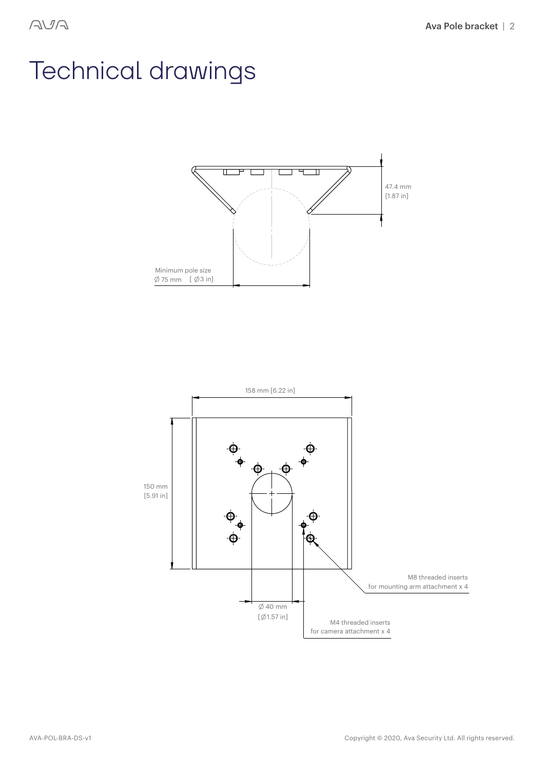# Technical drawings

47.4 mm
[1.87 in]

Minimum pole size
Ø 75 mm [ Ø3 in]

158 mm [6.22 in]

150 mm
[5.91 in]

M8 threaded inserts
for mounting arm attachment x 4

Ø 40 mm
[Ø1.57 in]

M4 threaded inserts
for camera attachment x 4

AVA-POL-BRA-DS-v1

Copyright © 2020, Ava Security Ltd. All rights reserved.